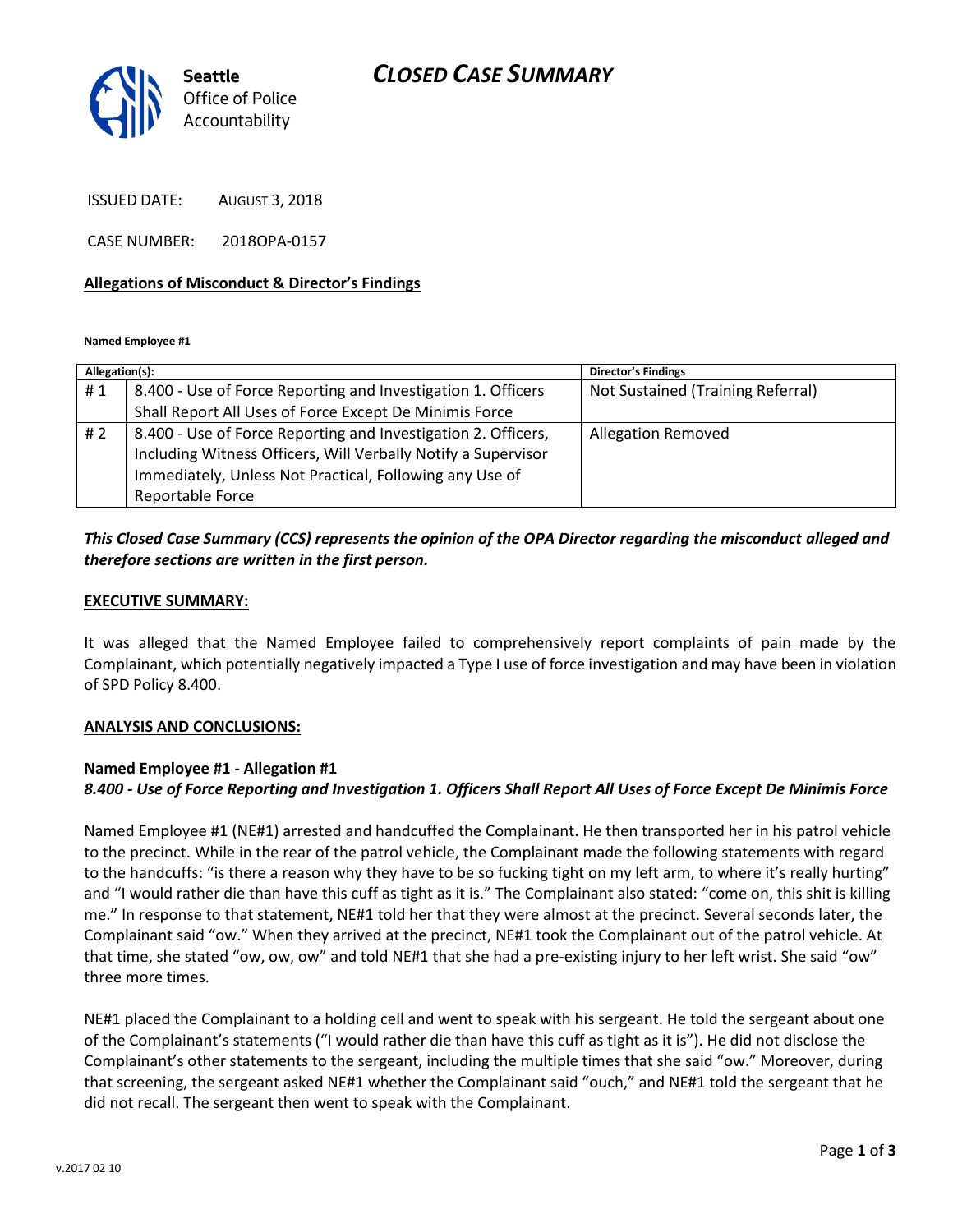# CLOSED CASE SUMMARY

Seattle Office of Police Accountability

ISSUED DATE: AUGUST 3, 2018

CASE NUMBER: 2018OPA-0157

## Allegations of Misconduct & Director's Findings

**Named Employee #1**

| Allegation(s): | | Director's Findings |
|---|---|---|
| # 1 | 8.400 - Use of Force Reporting and Investigation 1. Officers Shall Report All Uses of Force Except De Minimis Force | Not Sustained (Training Referral) |
| # 2 | 8.400 - Use of Force Reporting and Investigation 2. Officers, Including Witness Officers, Will Verbally Notify a Supervisor Immediately, Unless Not Practical, Following any Use of Reportable Force | Allegation Removed |

***This Closed Case Summary (CCS) represents the opinion of the OPA Director regarding the misconduct alleged and therefore sections are written in the first person.***

## EXECUTIVE SUMMARY:

It was alleged that the Named Employee failed to comprehensively report complaints of pain made by the Complainant, which potentially negatively impacted a Type I use of force investigation and may have been in violation of SPD Policy 8.400.

## ANALYSIS AND CONCLUSIONS:

**Named Employee #1 - Allegation #1**
***8.400 - Use of Force Reporting and Investigation 1. Officers Shall Report All Uses of Force Except De Minimis Force***

Named Employee #1 (NE#1) arrested and handcuffed the Complainant. He then transported her in his patrol vehicle to the precinct. While in the rear of the patrol vehicle, the Complainant made the following statements with regard to the handcuffs: "is there a reason why they have to be so fucking tight on my left arm, to where it's really hurting" and "I would rather die than have this cuff as tight as it is." The Complainant also stated: "come on, this shit is killing me." In response to that statement, NE#1 told her that they were almost at the precinct. Several seconds later, the Complainant said "ow." When they arrived at the precinct, NE#1 took the Complainant out of the patrol vehicle. At that time, she stated "ow, ow, ow" and told NE#1 that she had a pre-existing injury to her left wrist. She said "ow" three more times.

NE#1 placed the Complainant to a holding cell and went to speak with his sergeant. He told the sergeant about one of the Complainant's statements ("I would rather die than have this cuff as tight as it is"). He did not disclose the Complainant's other statements to the sergeant, including the multiple times that she said "ow." Moreover, during that screening, the sergeant asked NE#1 whether the Complainant said "ouch," and NE#1 told the sergeant that he did not recall. The sergeant then went to speak with the Complainant.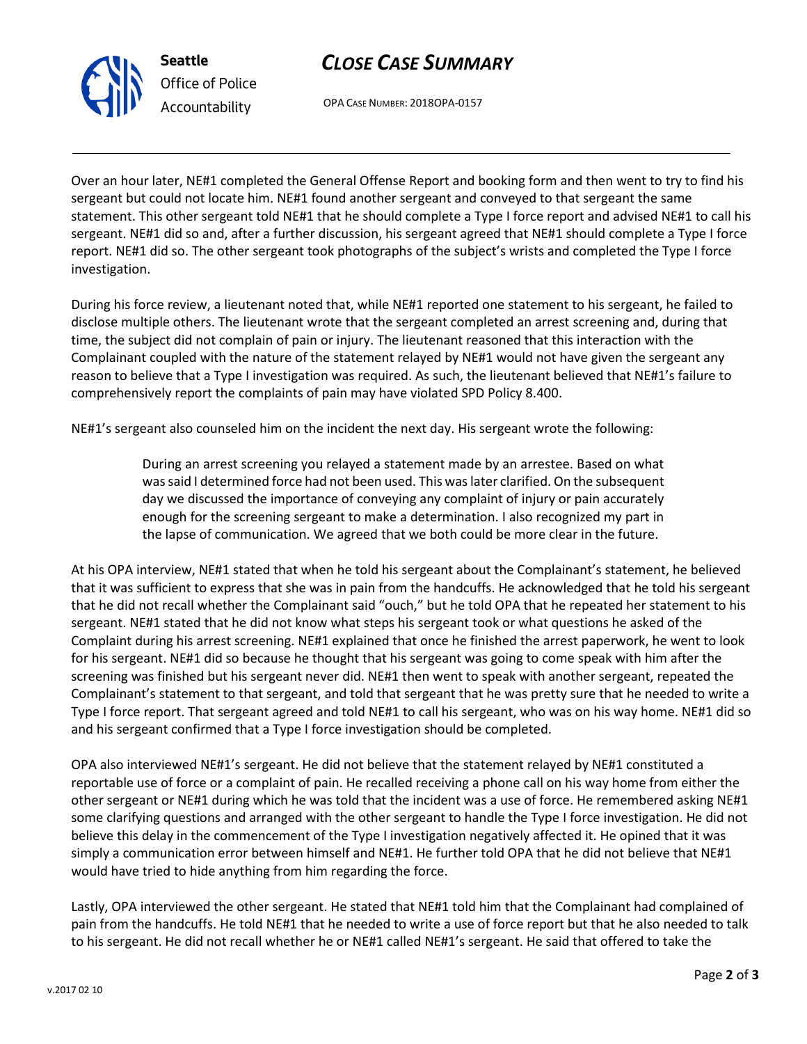Over an hour later, NE#1 completed the General Offense Report and booking form and then went to try to find his sergeant but could not locate him. NE#1 found another sergeant and conveyed to that sergeant the same statement. This other sergeant told NE#1 that he should complete a Type I force report and advised NE#1 to call his sergeant. NE#1 did so and, after a further discussion, his sergeant agreed that NE#1 should complete a Type I force report. NE#1 did so. The other sergeant took photographs of the subject's wrists and completed the Type I force investigation.

During his force review, a lieutenant noted that, while NE#1 reported one statement to his sergeant, he failed to disclose multiple others. The lieutenant wrote that the sergeant completed an arrest screening and, during that time, the subject did not complain of pain or injury. The lieutenant reasoned that this interaction with the Complainant coupled with the nature of the statement relayed by NE#1 would not have given the sergeant any reason to believe that a Type I investigation was required. As such, the lieutenant believed that NE#1's failure to comprehensively report the complaints of pain may have violated SPD Policy 8.400.

NE#1's sergeant also counseled him on the incident the next day. His sergeant wrote the following:

> During an arrest screening you relayed a statement made by an arrestee. Based on what was said I determined force had not been used. This was later clarified. On the subsequent day we discussed the importance of conveying any complaint of injury or pain accurately enough for the screening sergeant to make a determination. I also recognized my part in the lapse of communication. We agreed that we both could be more clear in the future.

At his OPA interview, NE#1 stated that when he told his sergeant about the Complainant's statement, he believed that it was sufficient to express that she was in pain from the handcuffs. He acknowledged that he told his sergeant that he did not recall whether the Complainant said "ouch," but he told OPA that he repeated her statement to his sergeant. NE#1 stated that he did not know what steps his sergeant took or what questions he asked of the Complaint during his arrest screening. NE#1 explained that once he finished the arrest paperwork, he went to look for his sergeant. NE#1 did so because he thought that his sergeant was going to come speak with him after the screening was finished but his sergeant never did. NE#1 then went to speak with another sergeant, repeated the Complainant's statement to that sergeant, and told that sergeant that he was pretty sure that he needed to write a Type I force report. That sergeant agreed and told NE#1 to call his sergeant, who was on his way home. NE#1 did so and his sergeant confirmed that a Type I force investigation should be completed.

OPA also interviewed NE#1's sergeant. He did not believe that the statement relayed by NE#1 constituted a reportable use of force or a complaint of pain. He recalled receiving a phone call on his way home from either the other sergeant or NE#1 during which he was told that the incident was a use of force. He remembered asking NE#1 some clarifying questions and arranged with the other sergeant to handle the Type I force investigation. He did not believe this delay in the commencement of the Type I investigation negatively affected it. He opined that it was simply a communication error between himself and NE#1. He further told OPA that he did not believe that NE#1 would have tried to hide anything from him regarding the force.

Lastly, OPA interviewed the other sergeant. He stated that NE#1 told him that the Complainant had complained of pain from the handcuffs. He told NE#1 that he needed to write a use of force report but that he also needed to talk to his sergeant. He did not recall whether he or NE#1 called NE#1's sergeant. He said that offered to take the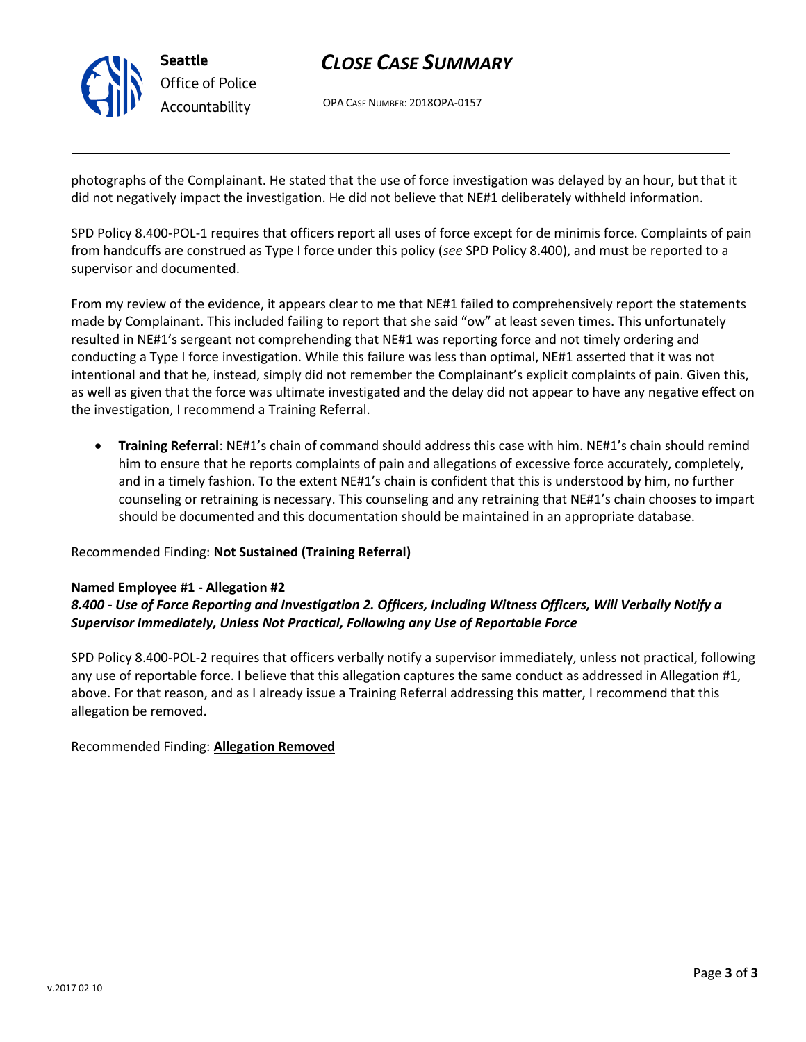photographs of the Complainant. He stated that the use of force investigation was delayed by an hour, but that it did not negatively impact the investigation. He did not believe that NE#1 deliberately withheld information.

SPD Policy 8.400-POL-1 requires that officers report all uses of force except for de minimis force. Complaints of pain from handcuffs are construed as Type I force under this policy (*see* SPD Policy 8.400), and must be reported to a supervisor and documented.

From my review of the evidence, it appears clear to me that NE#1 failed to comprehensively report the statements made by Complainant. This included failing to report that she said "ow" at least seven times. This unfortunately resulted in NE#1's sergeant not comprehending that NE#1 was reporting force and not timely ordering and conducting a Type I force investigation. While this failure was less than optimal, NE#1 asserted that it was not intentional and that he, instead, simply did not remember the Complainant's explicit complaints of pain. Given this, as well as given that the force was ultimate investigated and the delay did not appear to have any negative effect on the investigation, I recommend a Training Referral.

- **Training Referral**: NE#1's chain of command should address this case with him. NE#1's chain should remind him to ensure that he reports complaints of pain and allegations of excessive force accurately, completely, and in a timely fashion. To the extent NE#1's chain is confident that this is understood by him, no further counseling or retraining is necessary. This counseling and any retraining that NE#1's chain chooses to impart should be documented and this documentation should be maintained in an appropriate database.

Recommended Finding: **Not Sustained (Training Referral)**

**Named Employee #1 - Allegation #2**
***8.400 - Use of Force Reporting and Investigation 2. Officers, Including Witness Officers, Will Verbally Notify a Supervisor Immediately, Unless Not Practical, Following any Use of Reportable Force***

SPD Policy 8.400-POL-2 requires that officers verbally notify a supervisor immediately, unless not practical, following any use of reportable force. I believe that this allegation captures the same conduct as addressed in Allegation #1, above. For that reason, and as I already issue a Training Referral addressing this matter, I recommend that this allegation be removed.

Recommended Finding: **Allegation Removed**